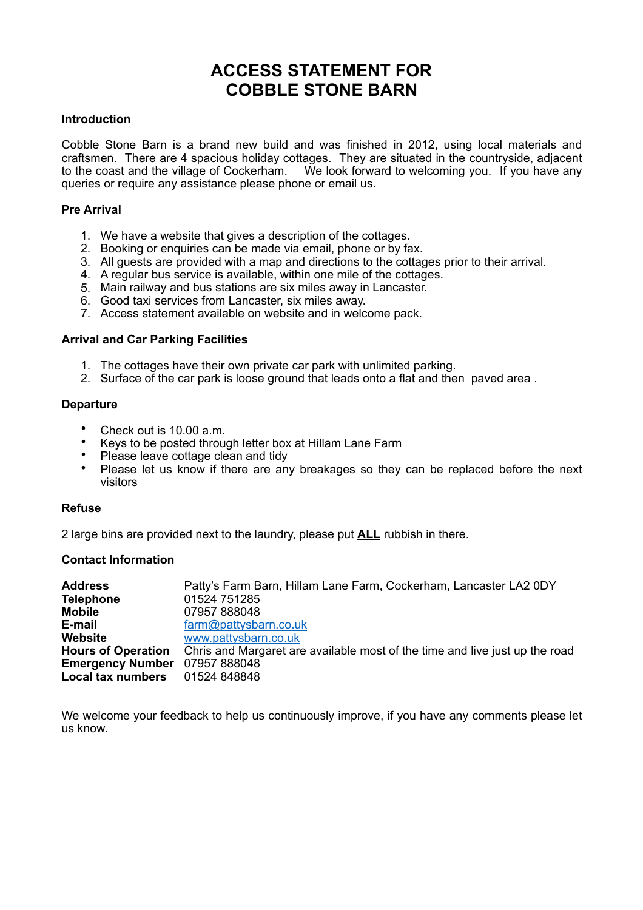# ACCESS STATEMENT FOR COBBLE STONE BARN

### Introduction

Cobble Stone Barn is a brand new build and was finished in 2012, using local materials and craftsmen. There are 4 spacious holiday cottages. They are situated in the countryside, adjacent to the coast and the village of Cockerham. We look forward to welcoming you. If you have any queries or require any assistance please phone or email us.

### Pre Arrival

1. We have a website that gives a description of the cottages.
2. Booking or enquiries can be made via email, phone or by fax.
3. All guests are provided with a map and directions to the cottages prior to their arrival.
4. A regular bus service is available, within one mile of the cottages.
5. Main railway and bus stations are six miles away in Lancaster.
6. Good taxi services from Lancaster, six miles away.
7. Access statement available on website and in welcome pack.

### Arrival and Car Parking Facilities

1. The cottages have their own private car park with unlimited parking.
2. Surface of the car park is loose ground that leads onto a flat and then paved area .

### Departure

- Check out is 10.00 a.m.
- Keys to be posted through letter box at Hillam Lane Farm
- Please leave cottage clean and tidy
- Please let us know if there are any breakages so they can be replaced before the next visitors

### Refuse

2 large bins are provided next to the laundry, please put **ALL** rubbish in there.

### Contact Information

| | |
|---|---|
| **Address** | Patty's Farm Barn, Hillam Lane Farm, Cockerham, Lancaster LA2 0DY |
| **Telephone** | 01524 751285 |
| **Mobile** | 07957 888048 |
| **E-mail** | farm@pattysbarn.co.uk |
| **Website** | www.pattysbarn.co.uk |
| **Hours of Operation** | Chris and Margaret are available most of the time and live just up the road |
| **Emergency Number** | 07957 888048 |
| **Local tax numbers** | 01524 848848 |

We welcome your feedback to help us continuously improve, if you have any comments please let us know.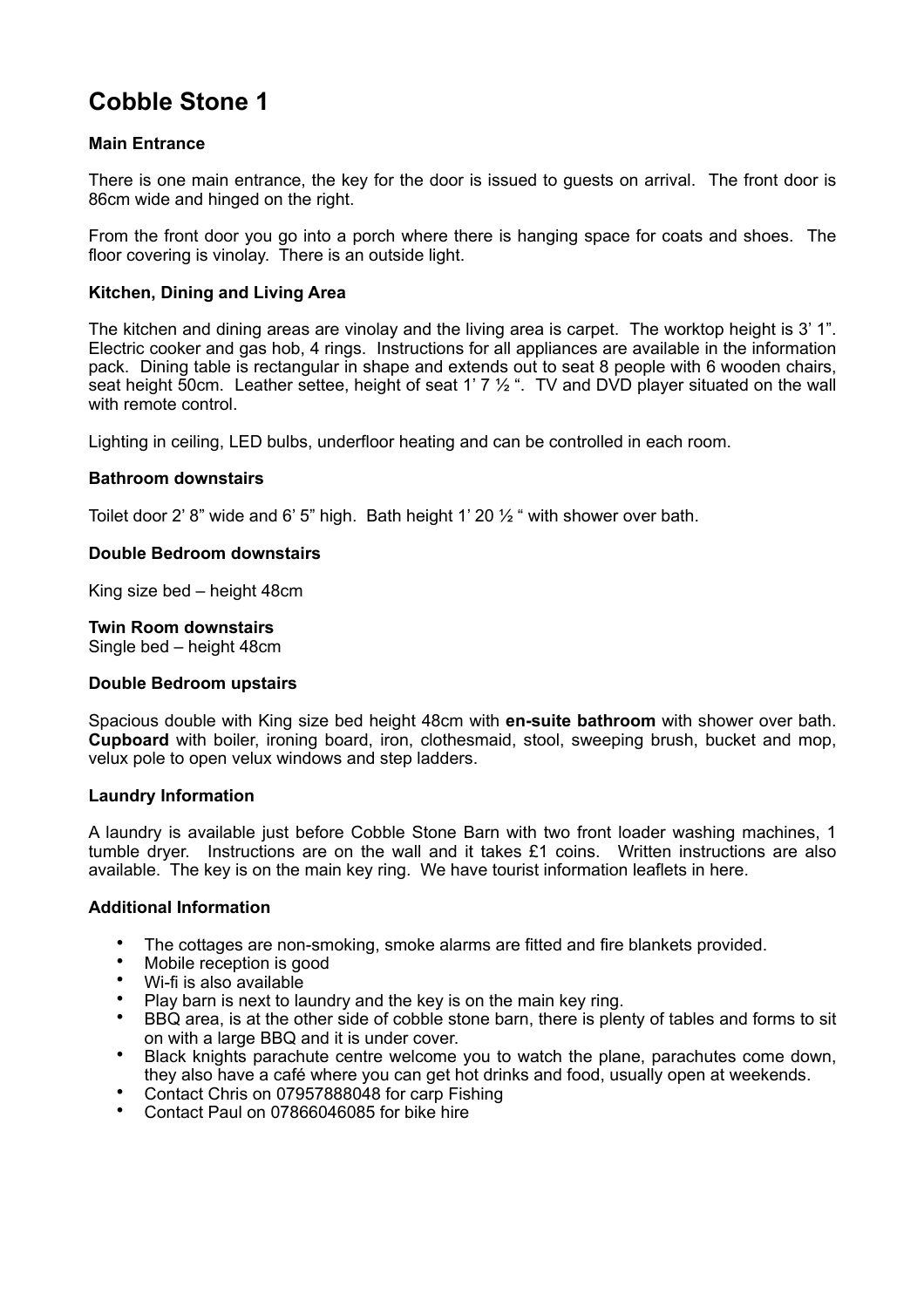# Cobble Stone 1

### Main Entrance

There is one main entrance, the key for the door is issued to guests on arrival. The front door is 86cm wide and hinged on the right.

From the front door you go into a porch where there is hanging space for coats and shoes. The floor covering is vinolay. There is an outside light.

### Kitchen, Dining and Living Area

The kitchen and dining areas are vinolay and the living area is carpet. The worktop height is 3' 1". Electric cooker and gas hob, 4 rings. Instructions for all appliances are available in the information pack. Dining table is rectangular in shape and extends out to seat 8 people with 6 wooden chairs, seat height 50cm. Leather settee, height of seat 1' 7 ½ ". TV and DVD player situated on the wall with remote control.

Lighting in ceiling, LED bulbs, underfloor heating and can be controlled in each room.

### Bathroom downstairs

Toilet door 2' 8" wide and 6' 5" high. Bath height 1' 20 ½ " with shower over bath.

### Double Bedroom downstairs

King size bed – height 48cm

### Twin Room downstairs

Single bed – height 48cm

### Double Bedroom upstairs

Spacious double with King size bed height 48cm with **en-suite bathroom** with shower over bath. **Cupboard** with boiler, ironing board, iron, clothesmaid, stool, sweeping brush, bucket and mop, velux pole to open velux windows and step ladders.

### Laundry Information

A laundry is available just before Cobble Stone Barn with two front loader washing machines, 1 tumble dryer. Instructions are on the wall and it takes £1 coins. Written instructions are also available. The key is on the main key ring. We have tourist information leaflets in here.

### Additional Information

- The cottages are non-smoking, smoke alarms are fitted and fire blankets provided.
- Mobile reception is good
- Wi-fi is also available
- Play barn is next to laundry and the key is on the main key ring.
- BBQ area, is at the other side of cobble stone barn, there is plenty of tables and forms to sit on with a large BBQ and it is under cover.
- Black knights parachute centre welcome you to watch the plane, parachutes come down, they also have a café where you can get hot drinks and food, usually open at weekends.
- Contact Chris on 07957888048 for carp Fishing
- Contact Paul on 07866046085 for bike hire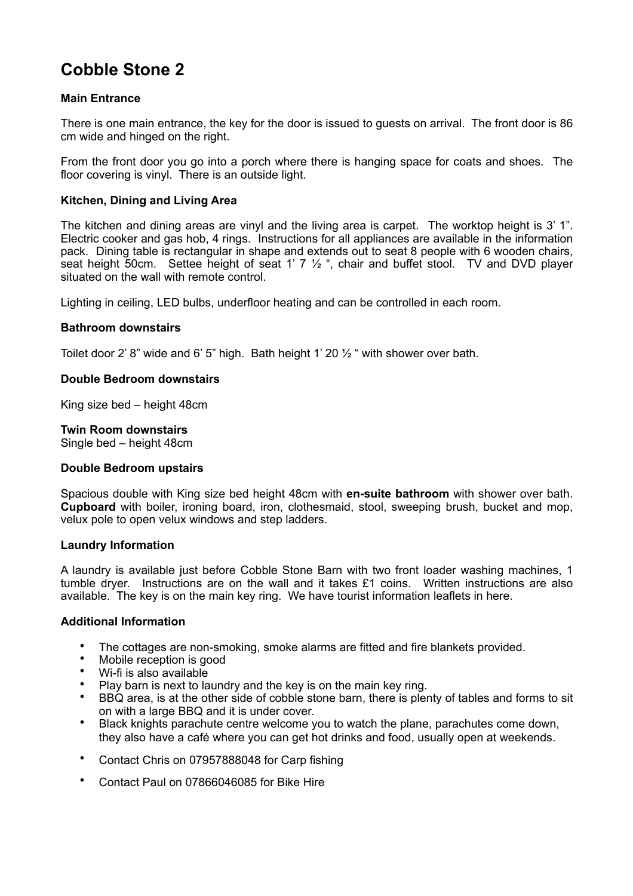# Cobble Stone 2

### Main Entrance

There is one main entrance, the key for the door is issued to guests on arrival. The front door is 86 cm wide and hinged on the right.

From the front door you go into a porch where there is hanging space for coats and shoes. The floor covering is vinyl. There is an outside light.

### Kitchen, Dining and Living Area

The kitchen and dining areas are vinyl and the living area is carpet. The worktop height is 3' 1". Electric cooker and gas hob, 4 rings. Instructions for all appliances are available in the information pack. Dining table is rectangular in shape and extends out to seat 8 people with 6 wooden chairs, seat height 50cm. Settee height of seat 1' 7 ½ ", chair and buffet stool. TV and DVD player situated on the wall with remote control.

Lighting in ceiling, LED bulbs, underfloor heating and can be controlled in each room.

### Bathroom downstairs

Toilet door 2' 8" wide and 6' 5" high. Bath height 1' 20 ½ " with shower over bath.

### Double Bedroom downstairs

King size bed – height 48cm

### Twin Room downstairs

Single bed – height 48cm

### Double Bedroom upstairs

Spacious double with King size bed height 48cm with **en-suite bathroom** with shower over bath. **Cupboard** with boiler, ironing board, iron, clothesmaid, stool, sweeping brush, bucket and mop, velux pole to open velux windows and step ladders.

### Laundry Information

A laundry is available just before Cobble Stone Barn with two front loader washing machines, 1 tumble dryer. Instructions are on the wall and it takes £1 coins. Written instructions are also available. The key is on the main key ring. We have tourist information leaflets in here.

### Additional Information

- The cottages are non-smoking, smoke alarms are fitted and fire blankets provided.
- Mobile reception is good
- Wi-fi is also available
- Play barn is next to laundry and the key is on the main key ring.
- BBQ area, is at the other side of cobble stone barn, there is plenty of tables and forms to sit on with a large BBQ and it is under cover.
- Black knights parachute centre welcome you to watch the plane, parachutes come down, they also have a café where you can get hot drinks and food, usually open at weekends.
- Contact Chris on 07957888048 for Carp fishing
- Contact Paul on 07866046085 for Bike Hire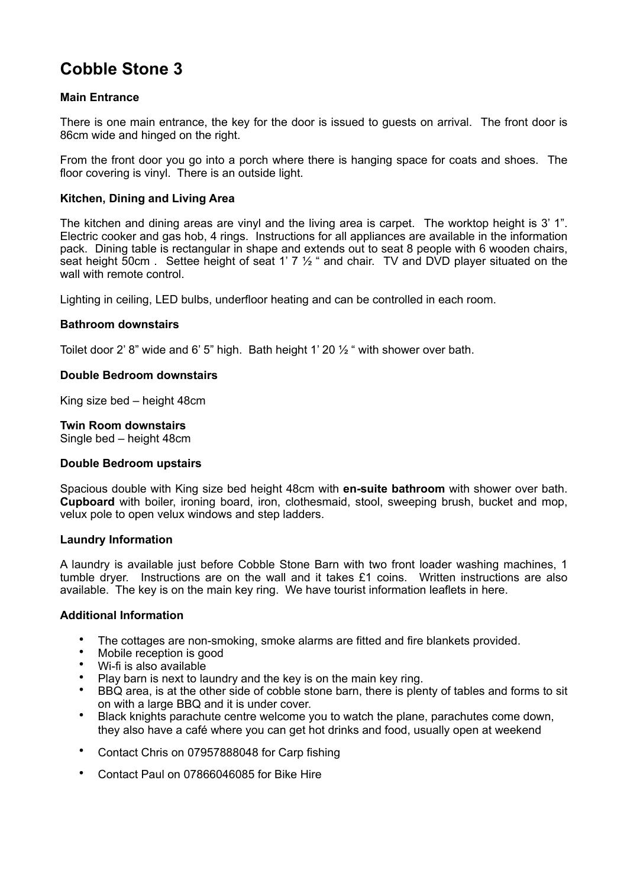# Cobble Stone 3

### Main Entrance

There is one main entrance, the key for the door is issued to guests on arrival. The front door is 86cm wide and hinged on the right.

From the front door you go into a porch where there is hanging space for coats and shoes. The floor covering is vinyl. There is an outside light.

### Kitchen, Dining and Living Area

The kitchen and dining areas are vinyl and the living area is carpet. The worktop height is 3' 1". Electric cooker and gas hob, 4 rings. Instructions for all appliances are available in the information pack. Dining table is rectangular in shape and extends out to seat 8 people with 6 wooden chairs, seat height 50cm . Settee height of seat 1' 7 ½ " and chair. TV and DVD player situated on the wall with remote control.

Lighting in ceiling, LED bulbs, underfloor heating and can be controlled in each room.

### Bathroom downstairs

Toilet door 2' 8" wide and 6' 5" high. Bath height 1' 20 ½ " with shower over bath.

### Double Bedroom downstairs

King size bed – height 48cm

### Twin Room downstairs

Single bed – height 48cm

### Double Bedroom upstairs

Spacious double with King size bed height 48cm with **en-suite bathroom** with shower over bath. **Cupboard** with boiler, ironing board, iron, clothesmaid, stool, sweeping brush, bucket and mop, velux pole to open velux windows and step ladders.

### Laundry Information

A laundry is available just before Cobble Stone Barn with two front loader washing machines, 1 tumble dryer. Instructions are on the wall and it takes £1 coins. Written instructions are also available. The key is on the main key ring. We have tourist information leaflets in here.

### Additional Information

- The cottages are non-smoking, smoke alarms are fitted and fire blankets provided.
- Mobile reception is good
- Wi-fi is also available
- Play barn is next to laundry and the key is on the main key ring.
- BBQ area, is at the other side of cobble stone barn, there is plenty of tables and forms to sit on with a large BBQ and it is under cover.
- Black knights parachute centre welcome you to watch the plane, parachutes come down, they also have a café where you can get hot drinks and food, usually open at weekend
- Contact Chris on 07957888048 for Carp fishing
- Contact Paul on 07866046085 for Bike Hire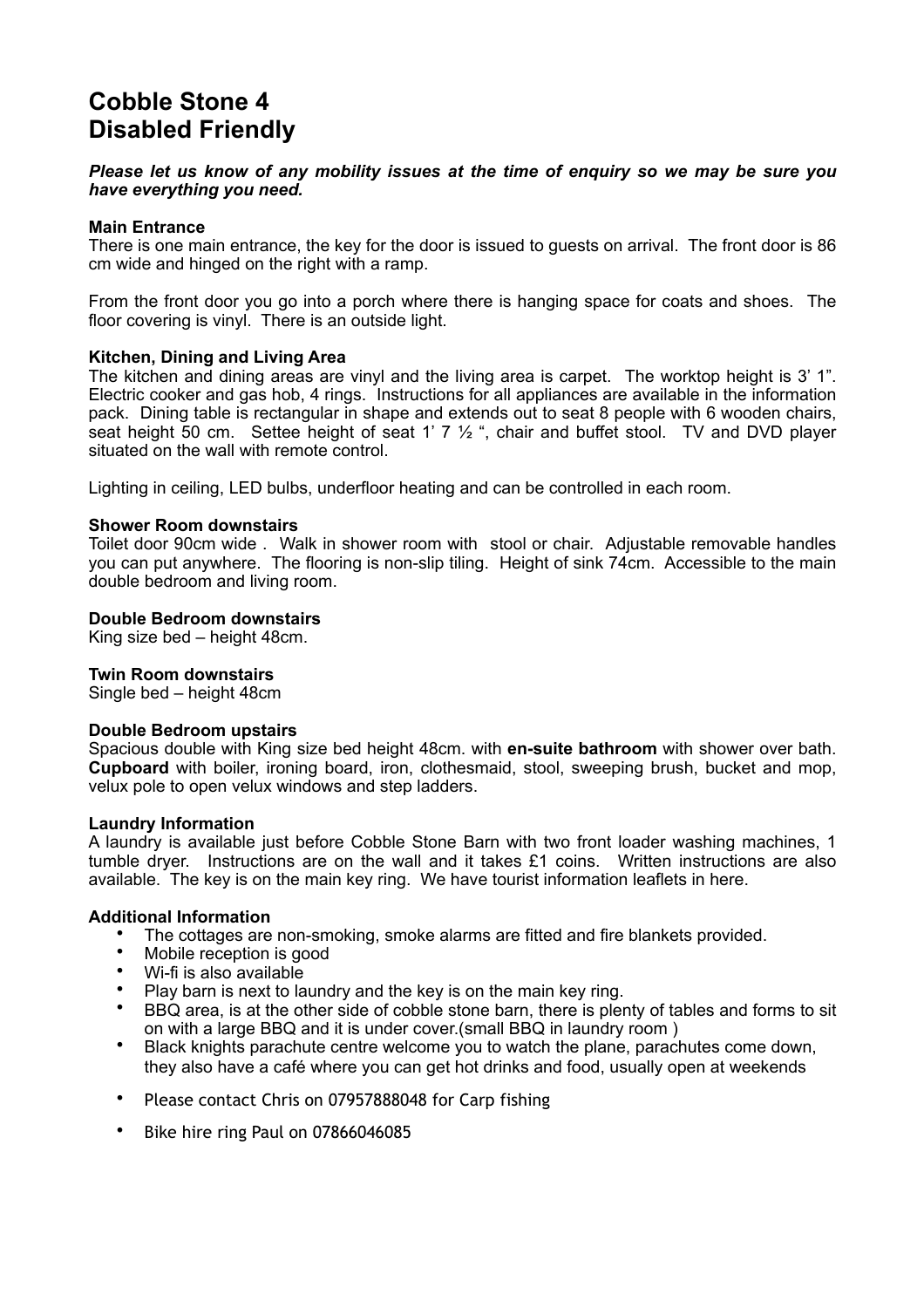# Cobble Stone 4
# Disabled Friendly

***Please let us know of any mobility issues at the time of enquiry so we may be sure you have everything you need.***

**Main Entrance**
There is one main entrance, the key for the door is issued to guests on arrival. The front door is 86 cm wide and hinged on the right with a ramp.

From the front door you go into a porch where there is hanging space for coats and shoes. The floor covering is vinyl. There is an outside light.

**Kitchen, Dining and Living Area**
The kitchen and dining areas are vinyl and the living area is carpet. The worktop height is 3' 1". Electric cooker and gas hob, 4 rings. Instructions for all appliances are available in the information pack. Dining table is rectangular in shape and extends out to seat 8 people with 6 wooden chairs, seat height 50 cm. Settee height of seat 1' 7 ½ ", chair and buffet stool. TV and DVD player situated on the wall with remote control.

Lighting in ceiling, LED bulbs, underfloor heating and can be controlled in each room.

**Shower Room downstairs**
Toilet door 90cm wide . Walk in shower room with stool or chair. Adjustable removable handles you can put anywhere. The flooring is non-slip tiling. Height of sink 74cm. Accessible to the main double bedroom and living room.

**Double Bedroom downstairs**
King size bed – height 48cm.

**Twin Room downstairs**
Single bed – height 48cm

**Double Bedroom upstairs**
Spacious double with King size bed height 48cm. with **en-suite bathroom** with shower over bath. **Cupboard** with boiler, ironing board, iron, clothesmaid, stool, sweeping brush, bucket and mop, velux pole to open velux windows and step ladders.

**Laundry Information**
A laundry is available just before Cobble Stone Barn with two front loader washing machines, 1 tumble dryer. Instructions are on the wall and it takes £1 coins. Written instructions are also available. The key is on the main key ring. We have tourist information leaflets in here.

**Additional Information**
- The cottages are non-smoking, smoke alarms are fitted and fire blankets provided.
- Mobile reception is good
- Wi-fi is also available
- Play barn is next to laundry and the key is on the main key ring.
- BBQ area, is at the other side of cobble stone barn, there is plenty of tables and forms to sit on with a large BBQ and it is under cover.(small BBQ in laundry room )
- Black knights parachute centre welcome you to watch the plane, parachutes come down, they also have a café where you can get hot drinks and food, usually open at weekends
- Please contact Chris on 07957888048 for Carp fishing
- Bike hire ring Paul on 07866046085